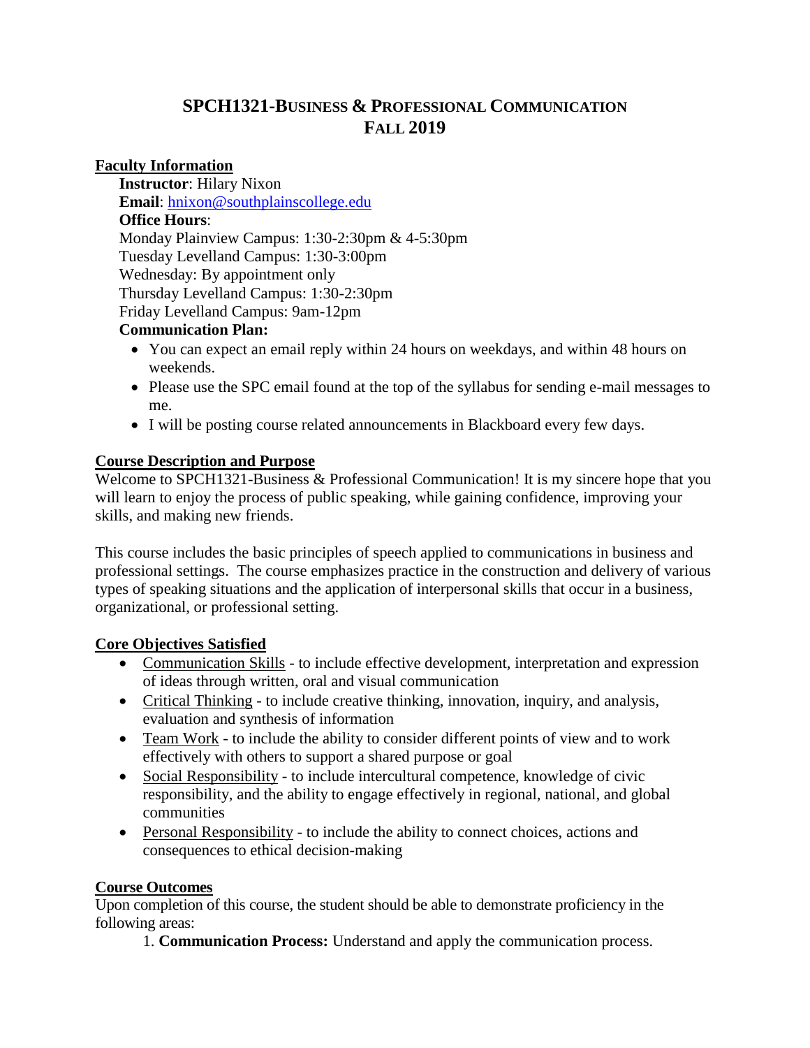# SPCH1321-Business & Professional Communication
# Fall 2019

## Faculty Information

**Instructor**: Hilary Nixon
**Email**: hnixon@southplainscollege.edu
**Office Hours**:
Monday Plainview Campus: 1:30-2:30pm & 4-5:30pm
Tuesday Levelland Campus: 1:30-3:00pm
Wednesday: By appointment only
Thursday Levelland Campus: 1:30-2:30pm
Friday Levelland Campus: 9am-12pm

**Communication Plan:**

- You can expect an email reply within 24 hours on weekdays, and within 48 hours on weekends.
- Please use the SPC email found at the top of the syllabus for sending e-mail messages to me.
- I will be posting course related announcements in Blackboard every few days.

## Course Description and Purpose

Welcome to SPCH1321-Business & Professional Communication! It is my sincere hope that you will learn to enjoy the process of public speaking, while gaining confidence, improving your skills, and making new friends.

This course includes the basic principles of speech applied to communications in business and professional settings. The course emphasizes practice in the construction and delivery of various types of speaking situations and the application of interpersonal skills that occur in a business, organizational, or professional setting.

## Core Objectives Satisfied

- Communication Skills - to include effective development, interpretation and expression of ideas through written, oral and visual communication
- Critical Thinking - to include creative thinking, innovation, inquiry, and analysis, evaluation and synthesis of information
- Team Work - to include the ability to consider different points of view and to work effectively with others to support a shared purpose or goal
- Social Responsibility - to include intercultural competence, knowledge of civic responsibility, and the ability to engage effectively in regional, national, and global communities
- Personal Responsibility - to include the ability to connect choices, actions and consequences to ethical decision-making

## Course Outcomes

Upon completion of this course, the student should be able to demonstrate proficiency in the following areas:

1. **Communication Process:** Understand and apply the communication process.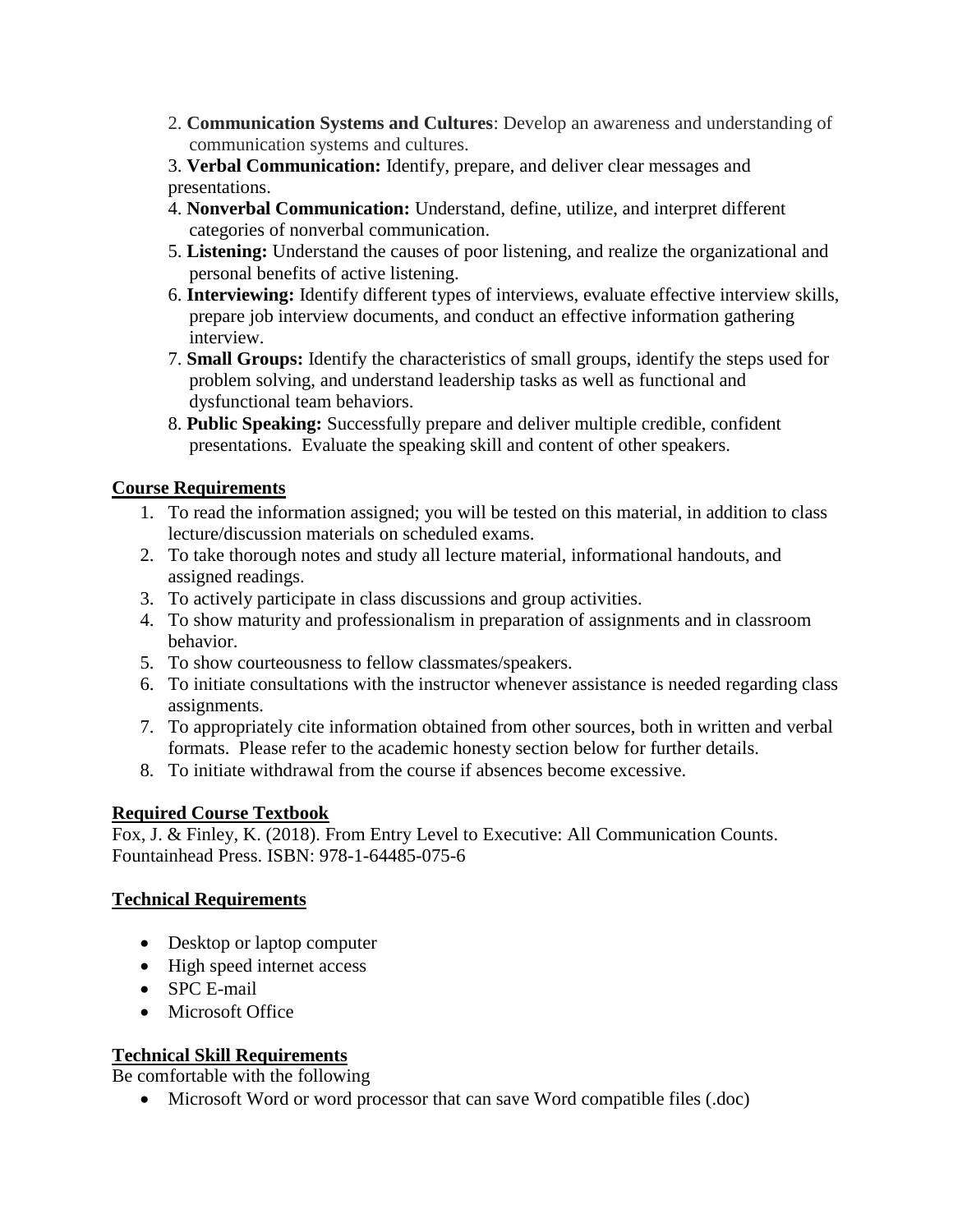2. **Communication Systems and Cultures**: Develop an awareness and understanding of communication systems and cultures.
3. **Verbal Communication:** Identify, prepare, and deliver clear messages and presentations.
4. **Nonverbal Communication:** Understand, define, utilize, and interpret different categories of nonverbal communication.
5. **Listening:** Understand the causes of poor listening, and realize the organizational and personal benefits of active listening.
6. **Interviewing:** Identify different types of interviews, evaluate effective interview skills, prepare job interview documents, and conduct an effective information gathering interview.
7. **Small Groups:** Identify the characteristics of small groups, identify the steps used for problem solving, and understand leadership tasks as well as functional and dysfunctional team behaviors.
8. **Public Speaking:** Successfully prepare and deliver multiple credible, confident presentations. Evaluate the speaking skill and content of other speakers.

## Course Requirements

1. To read the information assigned; you will be tested on this material, in addition to class lecture/discussion materials on scheduled exams.
2. To take thorough notes and study all lecture material, informational handouts, and assigned readings.
3. To actively participate in class discussions and group activities.
4. To show maturity and professionalism in preparation of assignments and in classroom behavior.
5. To show courteousness to fellow classmates/speakers.
6. To initiate consultations with the instructor whenever assistance is needed regarding class assignments.
7. To appropriately cite information obtained from other sources, both in written and verbal formats. Please refer to the academic honesty section below for further details.
8. To initiate withdrawal from the course if absences become excessive.

## Required Course Textbook

Fox, J. & Finley, K. (2018). From Entry Level to Executive: All Communication Counts. Fountainhead Press. ISBN: 978-1-64485-075-6

## Technical Requirements

- Desktop or laptop computer
- High speed internet access
- SPC E-mail
- Microsoft Office

## Technical Skill Requirements

Be comfortable with the following

- Microsoft Word or word processor that can save Word compatible files (.doc)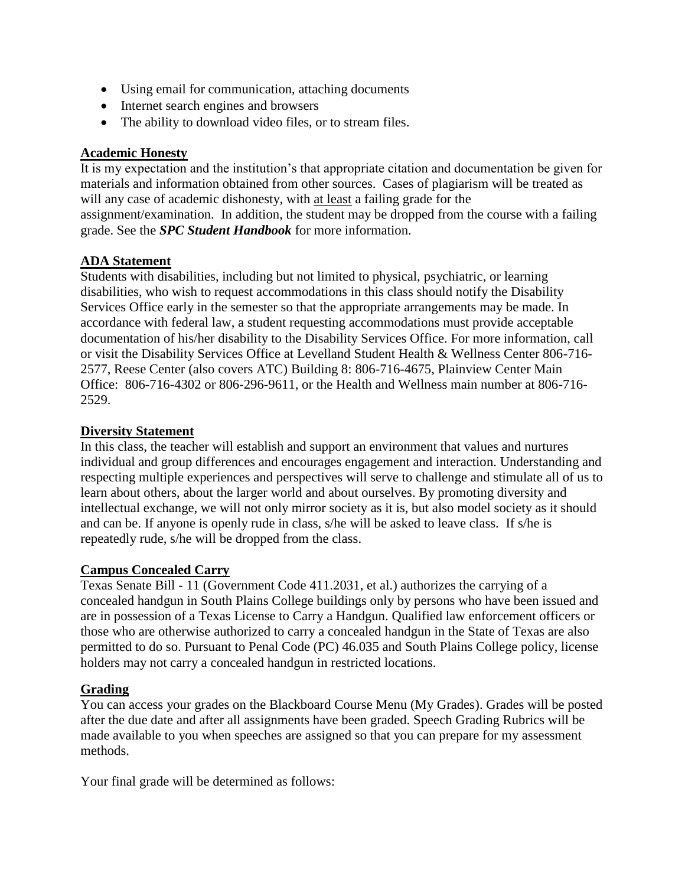- Using email for communication, attaching documents
- Internet search engines and browsers
- The ability to download video files, or to stream files.

**Academic Honesty**

It is my expectation and the institution's that appropriate citation and documentation be given for materials and information obtained from other sources. Cases of plagiarism will be treated as will any case of academic dishonesty, with at least a failing grade for the assignment/examination. In addition, the student may be dropped from the course with a failing grade. See the ***SPC Student Handbook*** for more information.

**ADA Statement**

Students with disabilities, including but not limited to physical, psychiatric, or learning disabilities, who wish to request accommodations in this class should notify the Disability Services Office early in the semester so that the appropriate arrangements may be made. In accordance with federal law, a student requesting accommodations must provide acceptable documentation of his/her disability to the Disability Services Office. For more information, call or visit the Disability Services Office at Levelland Student Health & Wellness Center 806-716-2577, Reese Center (also covers ATC) Building 8: 806-716-4675, Plainview Center Main Office: 806-716-4302 or 806-296-9611, or the Health and Wellness main number at 806-716-2529.

**Diversity Statement**

In this class, the teacher will establish and support an environment that values and nurtures individual and group differences and encourages engagement and interaction. Understanding and respecting multiple experiences and perspectives will serve to challenge and stimulate all of us to learn about others, about the larger world and about ourselves. By promoting diversity and intellectual exchange, we will not only mirror society as it is, but also model society as it should and can be. If anyone is openly rude in class, s/he will be asked to leave class. If s/he is repeatedly rude, s/he will be dropped from the class.

**Campus Concealed Carry**

Texas Senate Bill - 11 (Government Code 411.2031, et al.) authorizes the carrying of a concealed handgun in South Plains College buildings only by persons who have been issued and are in possession of a Texas License to Carry a Handgun. Qualified law enforcement officers or those who are otherwise authorized to carry a concealed handgun in the State of Texas are also permitted to do so. Pursuant to Penal Code (PC) 46.035 and South Plains College policy, license holders may not carry a concealed handgun in restricted locations.

**Grading**

You can access your grades on the Blackboard Course Menu (My Grades). Grades will be posted after the due date and after all assignments have been graded. Speech Grading Rubrics will be made available to you when speeches are assigned so that you can prepare for my assessment methods.

Your final grade will be determined as follows: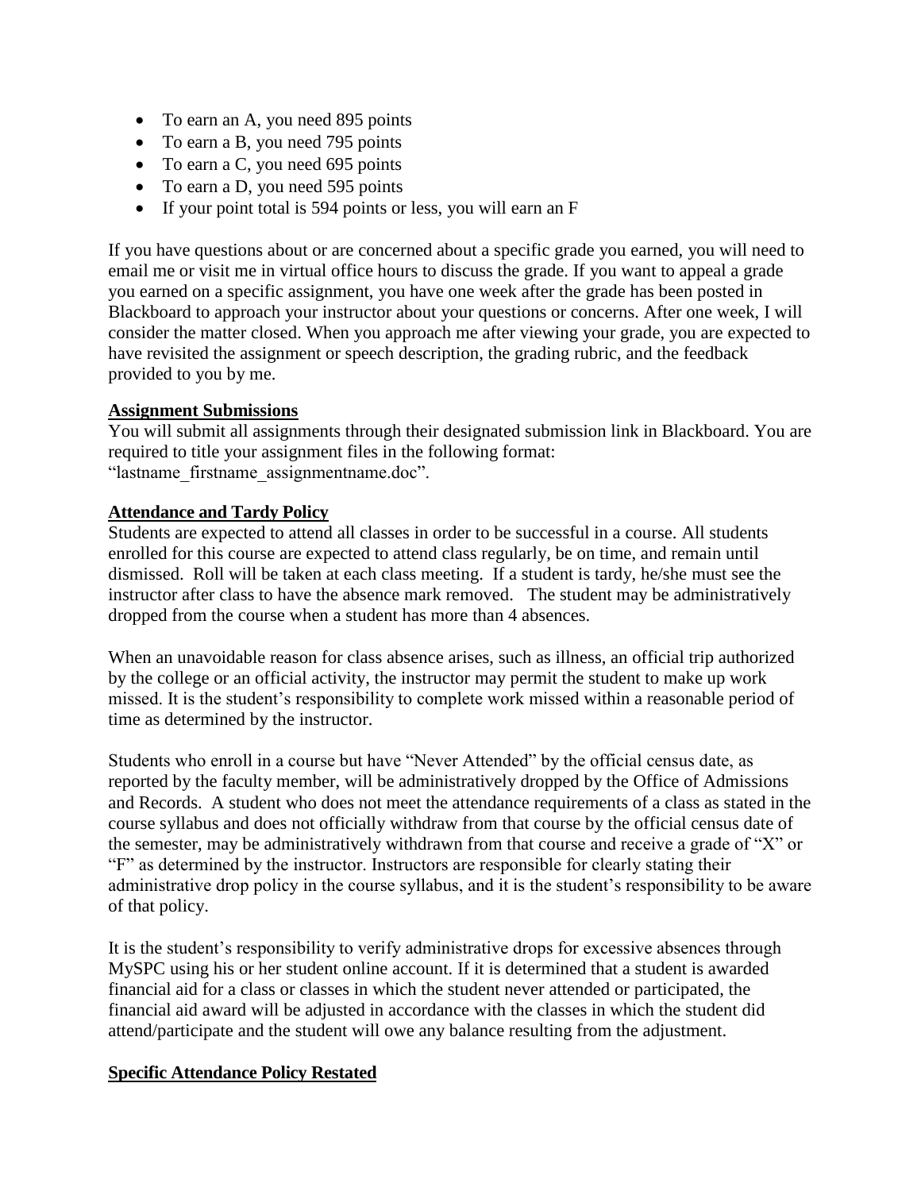- To earn an A, you need 895 points
- To earn a B, you need 795 points
- To earn a C, you need 695 points
- To earn a D, you need 595 points
- If your point total is 594 points or less, you will earn an F

If you have questions about or are concerned about a specific grade you earned, you will need to email me or visit me in virtual office hours to discuss the grade. If you want to appeal a grade you earned on a specific assignment, you have one week after the grade has been posted in Blackboard to approach your instructor about your questions or concerns. After one week, I will consider the matter closed. When you approach me after viewing your grade, you are expected to have revisited the assignment or speech description, the grading rubric, and the feedback provided to you by me.

**Assignment Submissions**

You will submit all assignments through their designated submission link in Blackboard. You are required to title your assignment files in the following format: "lastname_firstname_assignmentname.doc".

**Attendance and Tardy Policy**

Students are expected to attend all classes in order to be successful in a course. All students enrolled for this course are expected to attend class regularly, be on time, and remain until dismissed. Roll will be taken at each class meeting. If a student is tardy, he/she must see the instructor after class to have the absence mark removed. The student may be administratively dropped from the course when a student has more than 4 absences.

When an unavoidable reason for class absence arises, such as illness, an official trip authorized by the college or an official activity, the instructor may permit the student to make up work missed. It is the student's responsibility to complete work missed within a reasonable period of time as determined by the instructor.

Students who enroll in a course but have "Never Attended" by the official census date, as reported by the faculty member, will be administratively dropped by the Office of Admissions and Records. A student who does not meet the attendance requirements of a class as stated in the course syllabus and does not officially withdraw from that course by the official census date of the semester, may be administratively withdrawn from that course and receive a grade of "X" or "F" as determined by the instructor. Instructors are responsible for clearly stating their administrative drop policy in the course syllabus, and it is the student's responsibility to be aware of that policy.

It is the student's responsibility to verify administrative drops for excessive absences through MySPC using his or her student online account. If it is determined that a student is awarded financial aid for a class or classes in which the student never attended or participated, the financial aid award will be adjusted in accordance with the classes in which the student did attend/participate and the student will owe any balance resulting from the adjustment.

**Specific Attendance Policy Restated**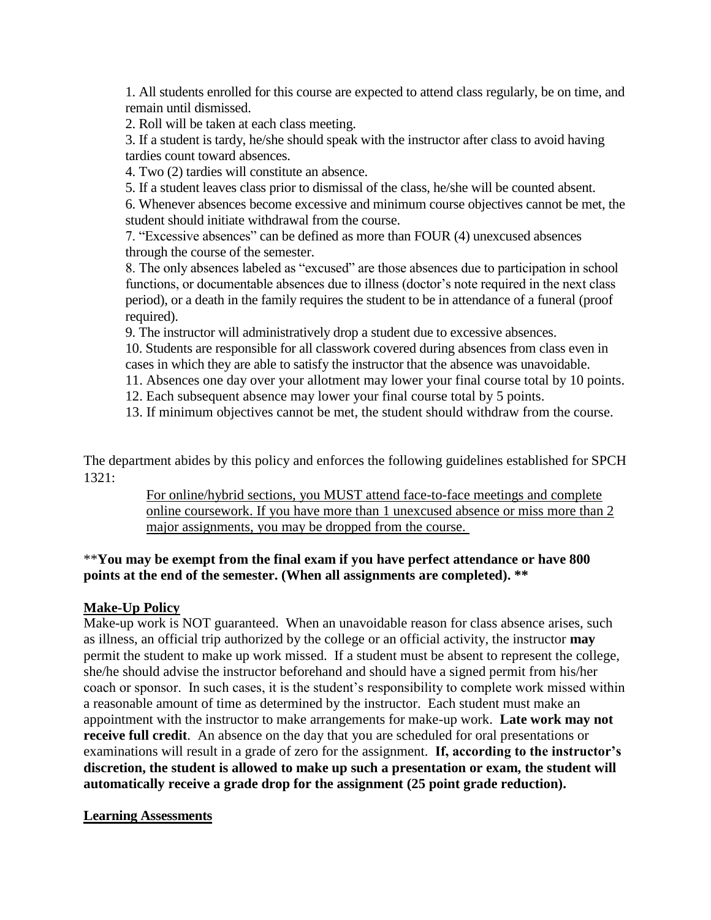1. All students enrolled for this course are expected to attend class regularly, be on time, and remain until dismissed.
2. Roll will be taken at each class meeting.
3. If a student is tardy, he/she should speak with the instructor after class to avoid having tardies count toward absences.
4. Two (2) tardies will constitute an absence.
5. If a student leaves class prior to dismissal of the class, he/she will be counted absent.
6. Whenever absences become excessive and minimum course objectives cannot be met, the student should initiate withdrawal from the course.
7. "Excessive absences" can be defined as more than FOUR (4) unexcused absences through the course of the semester.
8. The only absences labeled as "excused" are those absences due to participation in school functions, or documentable absences due to illness (doctor's note required in the next class period), or a death in the family requires the student to be in attendance of a funeral (proof required).
9. The instructor will administratively drop a student due to excessive absences.
10. Students are responsible for all classwork covered during absences from class even in cases in which they are able to satisfy the instructor that the absence was unavoidable.
11. Absences one day over your allotment may lower your final course total by 10 points.
12. Each subsequent absence may lower your final course total by 5 points.
13. If minimum objectives cannot be met, the student should withdraw from the course.

The department abides by this policy and enforces the following guidelines established for SPCH 1321:

> For online/hybrid sections, you MUST attend face-to-face meetings and complete online coursework. If you have more than 1 unexcused absence or miss more than 2 major assignments, you may be dropped from the course.

**\*\*You may be exempt from the final exam if you have perfect attendance or have 800 points at the end of the semester. (When all assignments are completed). \*\***

## Make-Up Policy

Make-up work is NOT guaranteed. When an unavoidable reason for class absence arises, such as illness, an official trip authorized by the college or an official activity, the instructor **may** permit the student to make up work missed. If a student must be absent to represent the college, she/he should advise the instructor beforehand and should have a signed permit from his/her coach or sponsor. In such cases, it is the student's responsibility to complete work missed within a reasonable amount of time as determined by the instructor. Each student must make an appointment with the instructor to make arrangements for make-up work. **Late work may not receive full credit**. An absence on the day that you are scheduled for oral presentations or examinations will result in a grade of zero for the assignment. **If, according to the instructor's discretion, the student is allowed to make up such a presentation or exam, the student will automatically receive a grade drop for the assignment (25 point grade reduction).**

## Learning Assessments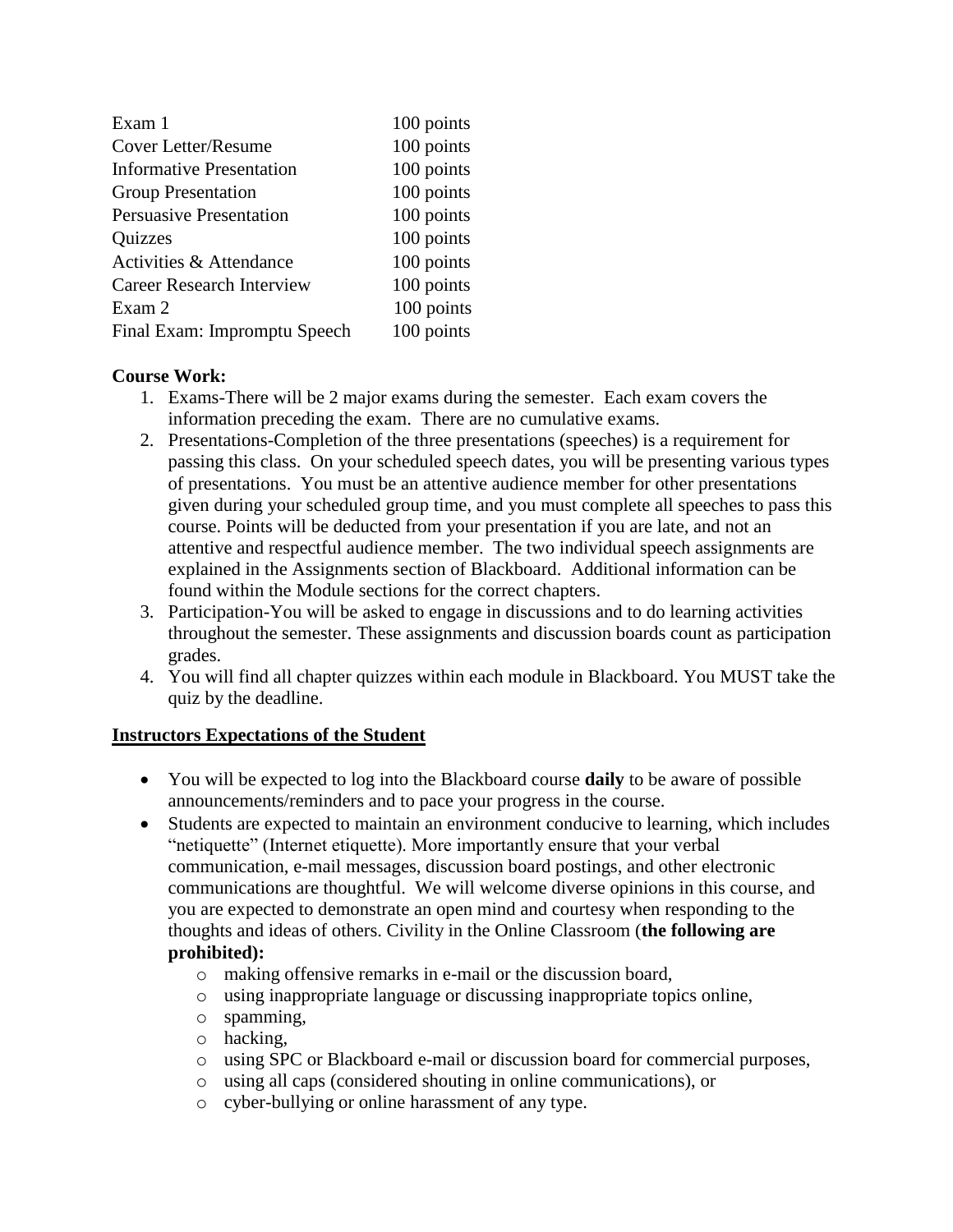| Assignment | Points |
| --- | --- |
| Exam 1 | 100 points |
| Cover Letter/Resume | 100 points |
| Informative Presentation | 100 points |
| Group Presentation | 100 points |
| Persuasive Presentation | 100 points |
| Quizzes | 100 points |
| Activities & Attendance | 100 points |
| Career Research Interview | 100 points |
| Exam 2 | 100 points |
| Final Exam: Impromptu Speech | 100 points |

**Course Work:**

1. Exams-There will be 2 major exams during the semester. Each exam covers the information preceding the exam. There are no cumulative exams.
2. Presentations-Completion of the three presentations (speeches) is a requirement for passing this class. On your scheduled speech dates, you will be presenting various types of presentations. You must be an attentive audience member for other presentations given during your scheduled group time, and you must complete all speeches to pass this course. Points will be deducted from your presentation if you are late, and not an attentive and respectful audience member. The two individual speech assignments are explained in the Assignments section of Blackboard. Additional information can be found within the Module sections for the correct chapters.
3. Participation-You will be asked to engage in discussions and to do learning activities throughout the semester. These assignments and discussion boards count as participation grades.
4. You will find all chapter quizzes within each module in Blackboard. You MUST take the quiz by the deadline.

## **Instructors Expectations of the Student**

- You will be expected to log into the Blackboard course **daily** to be aware of possible announcements/reminders and to pace your progress in the course.
- Students are expected to maintain an environment conducive to learning, which includes "netiquette" (Internet etiquette). More importantly ensure that your verbal communication, e-mail messages, discussion board postings, and other electronic communications are thoughtful. We will welcome diverse opinions in this course, and you are expected to demonstrate an open mind and courtesy when responding to the thoughts and ideas of others. Civility in the Online Classroom (**the following are prohibited):**
    - making offensive remarks in e-mail or the discussion board,
    - using inappropriate language or discussing inappropriate topics online,
    - spamming,
    - hacking,
    - using SPC or Blackboard e-mail or discussion board for commercial purposes,
    - using all caps (considered shouting in online communications), or
    - cyber-bullying or online harassment of any type.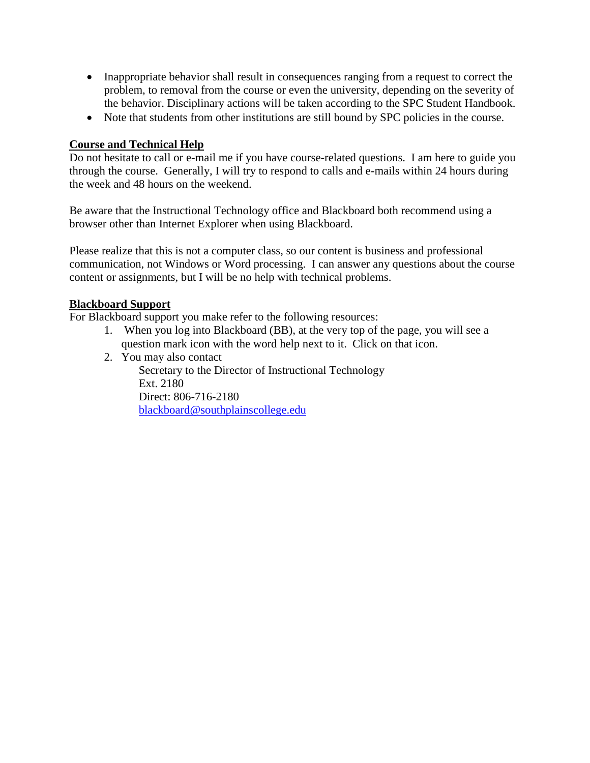- Inappropriate behavior shall result in consequences ranging from a request to correct the problem, to removal from the course or even the university, depending on the severity of the behavior. Disciplinary actions will be taken according to the SPC Student Handbook.
- Note that students from other institutions are still bound by SPC policies in the course.

**Course and Technical Help**

Do not hesitate to call or e-mail me if you have course-related questions. I am here to guide you through the course. Generally, I will try to respond to calls and e-mails within 24 hours during the week and 48 hours on the weekend.

Be aware that the Instructional Technology office and Blackboard both recommend using a browser other than Internet Explorer when using Blackboard.

Please realize that this is not a computer class, so our content is business and professional communication, not Windows or Word processing. I can answer any questions about the course content or assignments, but I will be no help with technical problems.

**Blackboard Support**

For Blackboard support you make refer to the following resources:

1. When you log into Blackboard (BB), at the very top of the page, you will see a question mark icon with the word help next to it. Click on that icon.
2. You may also contact
   Secretary to the Director of Instructional Technology
   Ext. 2180
   Direct: 806-716-2180
   blackboard@southplainscollege.edu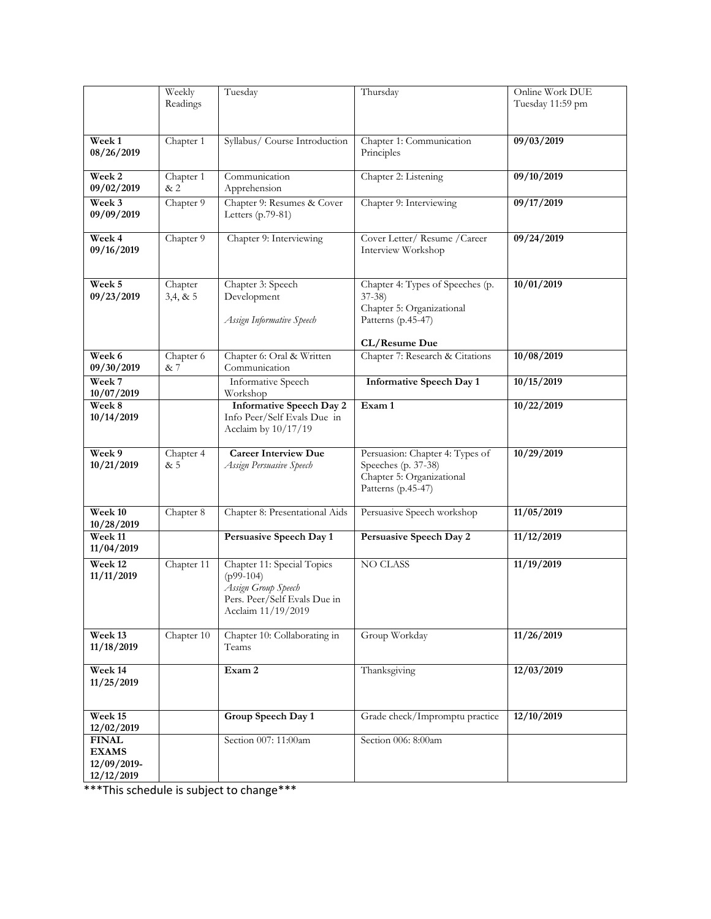| | Weekly Readings | Tuesday | Thursday | Online Work DUE Tuesday 11:59 pm |
|---|---|---|---|---|
| **Week 1 08/26/2019** | Chapter 1 | Syllabus/ Course Introduction | Chapter 1: Communication Principles | **09/03/2019** |
| **Week 2 09/02/2019** | Chapter 1 & 2 | Communication Apprehension | Chapter 2: Listening | **09/10/2019** |
| **Week 3 09/09/2019** | Chapter 9 | Chapter 9: Resumes & Cover Letters (p.79-81) | Chapter 9: Interviewing | **09/17/2019** |
| **Week 4 09/16/2019** | Chapter 9 | Chapter 9: Interviewing | Cover Letter/ Resume /Career Interview Workshop | **09/24/2019** |
| **Week 5 09/23/2019** | Chapter 3,4, & 5 | Chapter 3: Speech Development<br><br>*Assign Informative Speech* | Chapter 4: Types of Speeches (p. 37-38)<br>Chapter 5: Organizational Patterns (p.45-47)<br><br>**CL/Resume Due** | **10/01/2019** |
| **Week 6 09/30/2019** | Chapter 6 & 7 | Chapter 6: Oral & Written Communication | Chapter 7: Research & Citations | **10/08/2019** |
| **Week 7 10/07/2019** | | Informative Speech Workshop | **Informative Speech Day 1** | **10/15/2019** |
| **Week 8 10/14/2019** | | **Informative Speech Day 2**<br>Info Peer/Self Evals Due in Acclaim by 10/17/19 | **Exam 1** | **10/22/2019** |
| **Week 9 10/21/2019** | Chapter 4 & 5 | **Career Interview Due**<br>*Assign Persuasive Speech* | Persuasion: Chapter 4: Types of Speeches (p. 37-38)<br>Chapter 5: Organizational Patterns (p.45-47) | **10/29/2019** |
| **Week 10 10/28/2019** | Chapter 8 | Chapter 8: Presentational Aids | Persuasive Speech workshop | **11/05/2019** |
| **Week 11 11/04/2019** | | **Persuasive Speech Day 1** | **Persuasive Speech Day 2** | **11/12/2019** |
| **Week 12 11/11/2019** | Chapter 11 | Chapter 11: Special Topics (p99-104)<br>*Assign Group Speech*<br>Pers. Peer/Self Evals Due in Acclaim 11/19/2019 | NO CLASS | **11/19/2019** |
| **Week 13 11/18/2019** | Chapter 10 | Chapter 10: Collaborating in Teams | Group Workday | **11/26/2019** |
| **Week 14 11/25/2019** | | **Exam 2** | Thanksgiving | **12/03/2019** |
| **Week 15 12/02/2019** | | **Group Speech Day 1** | Grade check/Impromptu practice | **12/10/2019** |
| **FINAL EXAMS 12/09/2019-12/12/2019** | | Section 007: 11:00am | Section 006: 8:00am | |

***This schedule is subject to change***